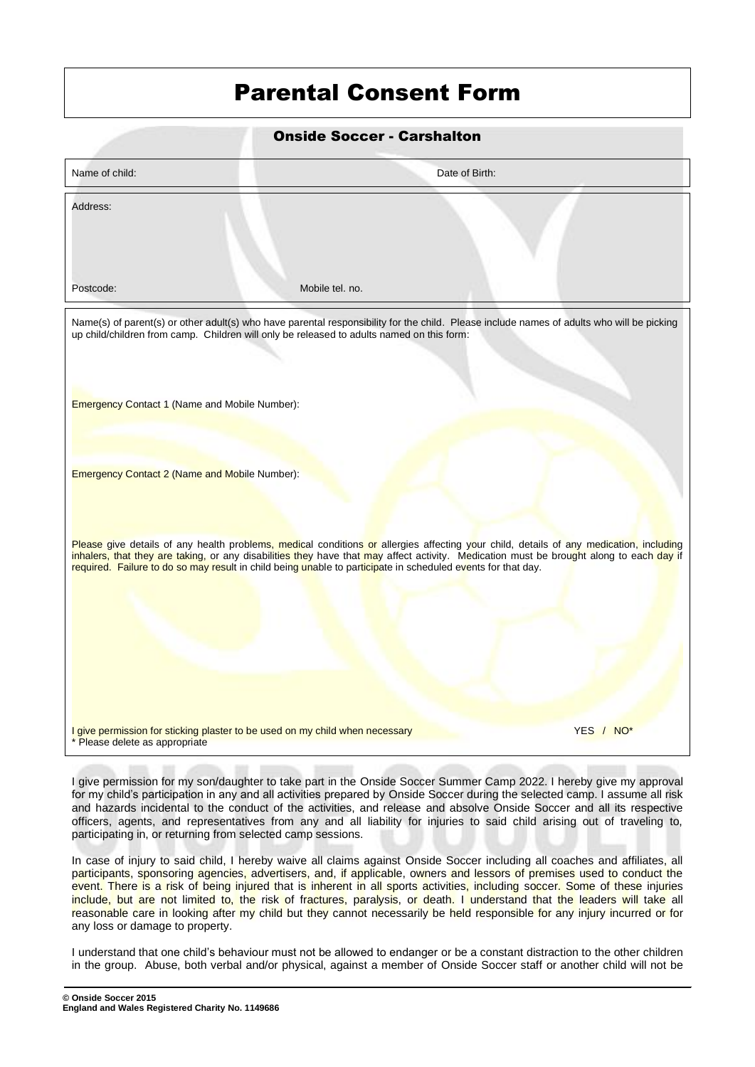# Parental Consent Form

## Onside Soccer - Carshalton

Name of child: Date of Birth:

Address:

Postcode: Mobile tel. no.

Name(s) of parent(s) or other adult(s) who have parental responsibility for the child. Please include names of adults who will be picking up child/children from camp. Children will only be released to adults named on this form:

Emergency Contact 1 (Name and Mobile Number):

Emergency Contact 2 (Name and Mobile Number):

Please give details of any health problems, medical conditions or allergies affecting your child, details of any medication, including inhalers, that they are taking, or any disabilities they have that may affect activity. Medication must be brought along to each day if required. Failure to do so may result in child being unable to participate in scheduled events for that day.

I give permission for sticking plaster to be used on my child when necessary YES / NO*

* Please delete as appropriate

I give permission for my son/daughter to take part in the Onside Soccer Summer Camp 2022. I hereby give my approval for my child's participation in any and all activities prepared by Onside Soccer during the selected camp. I assume all risk and hazards incidental to the conduct of the activities, and release and absolve Onside Soccer and all its respective officers, agents, and representatives from any and all liability for injuries to said child arising out of traveling to, participating in, or returning from selected camp sessions.

In case of injury to said child, I hereby waive all claims against Onside Soccer including all coaches and affiliates, all participants, sponsoring agencies, advertisers, and, if applicable, owners and lessors of premises used to conduct the event. There is a risk of being injured that is inherent in all sports activities, including soccer. Some of these injuries include, but are not limited to, the risk of fractures, paralysis, or death. I understand that the leaders will take all reasonable care in looking after my child but they cannot necessarily be held responsible for any injury incurred or for any loss or damage to property.

I understand that one child's behaviour must not be allowed to endanger or be a constant distraction to the other children in the group. Abuse, both verbal and/or physical, against a member of Onside Soccer staff or another child will not be

**© Onside Soccer 2015**
**England and Wales Registered Charity No. 1149686**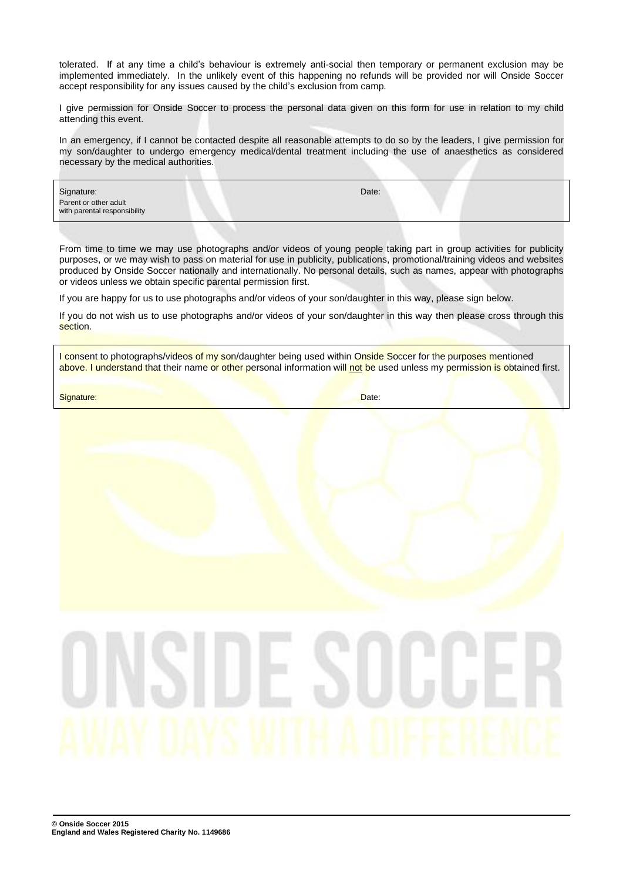tolerated. If at any time a child's behaviour is extremely anti-social then temporary or permanent exclusion may be implemented immediately. In the unlikely event of this happening no refunds will be provided nor will Onside Soccer accept responsibility for any issues caused by the child's exclusion from camp.

I give permission for Onside Soccer to process the personal data given on this form for use in relation to my child attending this event.

In an emergency, if I cannot be contacted despite all reasonable attempts to do so by the leaders, I give permission for my son/daughter to undergo emergency medical/dental treatment including the use of anaesthetics as considered necessary by the medical authorities.

| | |
|---|---|
| Signature:<br>Parent or other adult<br>with parental responsibility | Date: |

From time to time we may use photographs and/or videos of young people taking part in group activities for publicity purposes, or we may wish to pass on material for use in publicity, publications, promotional/training videos and websites produced by Onside Soccer nationally and internationally. No personal details, such as names, appear with photographs or videos unless we obtain specific parental permission first.

If you are happy for us to use photographs and/or videos of your son/daughter in this way, please sign below.

If you do not wish us to use photographs and/or videos of your son/daughter in this way then please cross through this section.

| | |
|---|---|
| I consent to photographs/videos of my son/daughter being used within Onside Soccer for the purposes mentioned above. I understand that their name or other personal information will <u>not</u> be used unless my permission is obtained first. | |
| Signature: | Date: |

ONSIDE SOCCER

AWAY DAYS WITH A DIFFERENCE

**© Onside Soccer 2015**
**England and Wales Registered Charity No. 1149686**